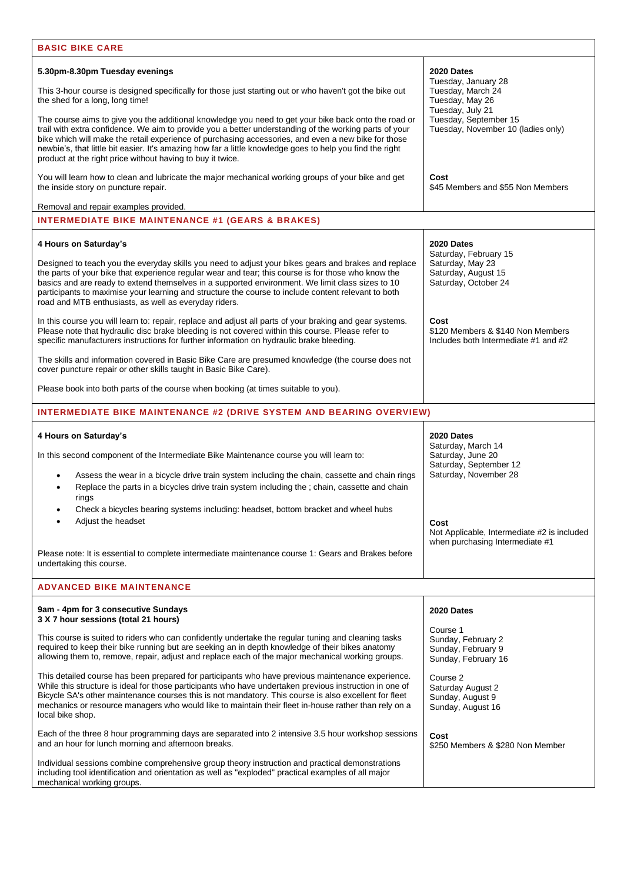## BASIC BIKE CARE

**5.30pm-8.30pm Tuesday evenings**

This 3-hour course is designed specifically for those just starting out or who haven't got the bike out the shed for a long, long time!

The course aims to give you the additional knowledge you need to get your bike back onto the road or trail with extra confidence. We aim to provide you a better understanding of the working parts of your bike which will make the retail experience of purchasing accessories, and even a new bike for those newbie's, that little bit easier. It's amazing how far a little knowledge goes to help you find the right product at the right price without having to buy it twice.

You will learn how to clean and lubricate the major mechanical working groups of your bike and get the inside story on puncture repair.

Removal and repair examples provided.

**2020 Dates**

Tuesday, January 28
Tuesday, March 24
Tuesday, May 26
Tuesday, July 21
Tuesday, September 15
Tuesday, November 10 (ladies only)

**Cost**

$45 Members and $55 Non Members

## INTERMEDIATE BIKE MAINTENANCE #1 (GEARS & BRAKES)

**4 Hours on Saturday's**

Designed to teach you the everyday skills you need to adjust your bikes gears and brakes and replace the parts of your bike that experience regular wear and tear; this course is for those who know the basics and are ready to extend themselves in a supported environment. We limit class sizes to 10 participants to maximise your learning and structure the course to include content relevant to both road and MTB enthusiasts, as well as everyday riders.

In this course you will learn to: repair, replace and adjust all parts of your braking and gear systems. Please note that hydraulic disc brake bleeding is not covered within this course. Please refer to specific manufacturers instructions for further information on hydraulic brake bleeding.

The skills and information covered in Basic Bike Care are presumed knowledge (the course does not cover puncture repair or other skills taught in Basic Bike Care).

Please book into both parts of the course when booking (at times suitable to you).

**2020 Dates**

Saturday, February 15
Saturday, May 23
Saturday, August 15
Saturday, October 24

**Cost**

$120 Members & $140 Non Members
Includes both Intermediate #1 and #2

## INTERMEDIATE BIKE MAINTENANCE #2 (DRIVE SYSTEM AND BEARING OVERVIEW)

**4 Hours on Saturday's**

In this second component of the Intermediate Bike Maintenance course you will learn to:

- Assess the wear in a bicycle drive train system including the chain, cassette and chain rings
- Replace the parts in a bicycles drive train system including the ; chain, cassette and chain rings
- Check a bicycles bearing systems including: headset, bottom bracket and wheel hubs
- Adjust the headset

Please note: It is essential to complete intermediate maintenance course 1: Gears and Brakes before undertaking this course.

**2020 Dates**

Saturday, March 14
Saturday, June 20
Saturday, September 12
Saturday, November 28

**Cost**

Not Applicable, Intermediate #2 is included when purchasing Intermediate #1

## ADVANCED BIKE MAINTENANCE

**9am - 4pm for 3 consecutive Sundays**
**3 X 7 hour sessions (total 21 hours)**

This course is suited to riders who can confidently undertake the regular tuning and cleaning tasks required to keep their bike running but are seeking an in depth knowledge of their bikes anatomy allowing them to, remove, repair, adjust and replace each of the major mechanical working groups.

This detailed course has been prepared for participants who have previous maintenance experience. While this structure is ideal for those participants who have undertaken previous instruction in one of Bicycle SA's other maintenance courses this is not mandatory. This course is also excellent for fleet mechanics or resource managers who would like to maintain their fleet in-house rather than rely on a local bike shop.

Each of the three 8 hour programming days are separated into 2 intensive 3.5 hour workshop sessions and an hour for lunch morning and afternoon breaks.

Individual sessions combine comprehensive group theory instruction and practical demonstrations including tool identification and orientation as well as "exploded" practical examples of all major mechanical working groups.

**2020 Dates**

Course 1
Sunday, February 2
Sunday, February 9
Sunday, February 16

Course 2
Saturday August 2
Sunday, August 9
Sunday, August 16

**Cost**

$250 Members & $280 Non Member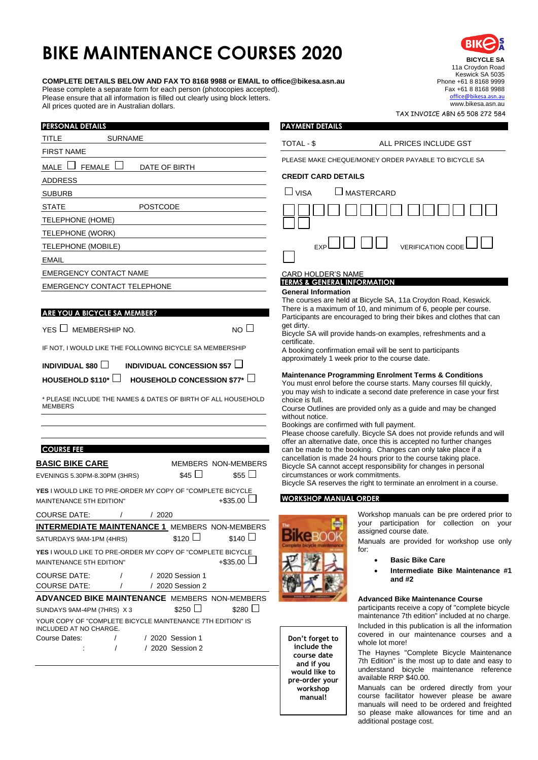# BIKE MAINTENANCE COURSES 2020

**COMPLETE DETAILS BELOW AND FAX TO 8168 9988 or EMAIL to office@bikesa.asn.au**
Please complete a separate form for each person (photocopies accepted).
Please ensure that all information is filled out clearly using block letters.
All prices quoted are in Australian dollars.

**BICYCLE SA**
11a Croydon Road
Keswick SA 5035
Phone +61 8 8168 9999
Fax +61 8 8168 9988
office@bikesa.asn.au
www.bikesa.asn.au

TAX INVOICE ABN 65 508 272 584

## PERSONAL DETAILS

TITLE SURNAME

FIRST NAME

MALE ☐ FEMALE ☐ DATE OF BIRTH

ADDRESS

SUBURB

STATE POSTCODE

TELEPHONE (HOME)

TELEPHONE (WORK)

TELEPHONE (MOBILE)

EMAIL

EMERGENCY CONTACT NAME

EMERGENCY CONTACT TELEPHONE

## ARE YOU A BICYCLE SA MEMBER?

YES ☐ MEMBERSHIP NO. NO ☐

IF NOT, I WOULD LIKE THE FOLLOWING BICYCLE SA MEMBERSHIP

**INDIVIDUAL $80** ☐ **INDIVIDUAL CONCESSION $57** ☐

**HOUSEHOLD $110*** ☐ **HOUSEHOLD CONCESSION $77*** ☐

* PLEASE INCLUDE THE NAMES & DATES OF BIRTH OF ALL HOUSEHOLD MEMBERS

## COURSE FEE

**BASIC BIKE CARE** MEMBERS NON-MEMBERS

EVENINGS 5.30PM-8.30PM (3HRS) $45 ☐ $55 ☐

**YES** I WOULD LIKE TO PRE-ORDER MY COPY OF "COMPLETE BICYCLE MAINTENANCE 5TH EDITION" +$35.00 ☐

COURSE DATE: / / 2020

**INTERMEDIATE MAINTENANCE 1** MEMBERS NON-MEMBERS

SATURDAYS 9AM-1PM (4HRS) $120 ☐ $140 ☐

**YES** I WOULD LIKE TO PRE-ORDER MY COPY OF "COMPLETE BICYCLE MAINTENANCE 5TH EDITION" +$35.00 ☐

COURSE DATE: / / 2020 Session 1
COURSE DATE: / / 2020 Session 2

**ADVANCED BIKE MAINTENANCE** MEMBERS NON-MEMBERS

SUNDAYS 9AM-4PM (7HRS) X 3 $250 ☐ $280 ☐

YOUR COPY OF "COMPLETE BICYCLE MAINTENANCE 7TH EDITION" IS INCLUDED AT NO CHARGE.

Course Dates: / / 2020 Session 1
: / / 2020 Session 2

## PAYMENT DETAILS

TOTAL - $ ALL PRICES INCLUDE GST

PLEASE MAKE CHEQUE/MONEY ORDER PAYABLE TO BICYCLE SA

**CREDIT CARD DETAILS**

☐ VISA ☐ MASTERCARD

EXP VERIFICATION CODE

CARD HOLDER'S NAME

## TERMS & GENERAL INFORMATION

**General Information**

The courses are held at Bicycle SA, 11a Croydon Road, Keswick.
There is a maximum of 10, and minimum of 6, people per course.
Participants are encouraged to bring their bikes and clothes that can get dirty.
Bicycle SA will provide hands-on examples, refreshments and a certificate.
A booking confirmation email will be sent to participants approximately 1 week prior to the course date.

**Maintenance Programming Enrolment Terms & Conditions**

You must enrol before the course starts. Many courses fill quickly, you may wish to indicate a second date preference in case your first choice is full.
Course Outlines are provided only as a guide and may be changed without notice.
Bookings are confirmed with full payment.
Please choose carefully. Bicycle SA does not provide refunds and will offer an alternative date, once this is accepted no further changes can be made to the booking. Changes can only take place if a cancellation is made 24 hours prior to the course taking place.
Bicycle SA cannot accept responsibility for changes in personal circumstances or work commitments.
Bicycle SA reserves the right to terminate an enrolment in a course.

## WORKSHOP MANUAL ORDER

Workshop manuals can be pre ordered prior to your participation for collection on your assigned course date.

Manuals are provided for workshop use only for:

- **Basic Bike Care**
- **Intermediate Bike Maintenance #1 and #2**

**Advanced Bike Maintenance Course** participants receive a copy of "complete bicycle maintenance 7th edition" included at no charge.

Included in this publication is all the information covered in our maintenance courses and a whole lot more!

The Haynes "Complete Bicycle Maintenance 7th Edition" is the most up to date and easy to understand bicycle maintenance reference available RRP $40.00.

Manuals can be ordered directly from your course facilitator however please be aware manuals will need to be ordered and freighted so please make allowances for time and an additional postage cost.

**Don't forget to include the course date and if you would like to pre-order your workshop manual!**